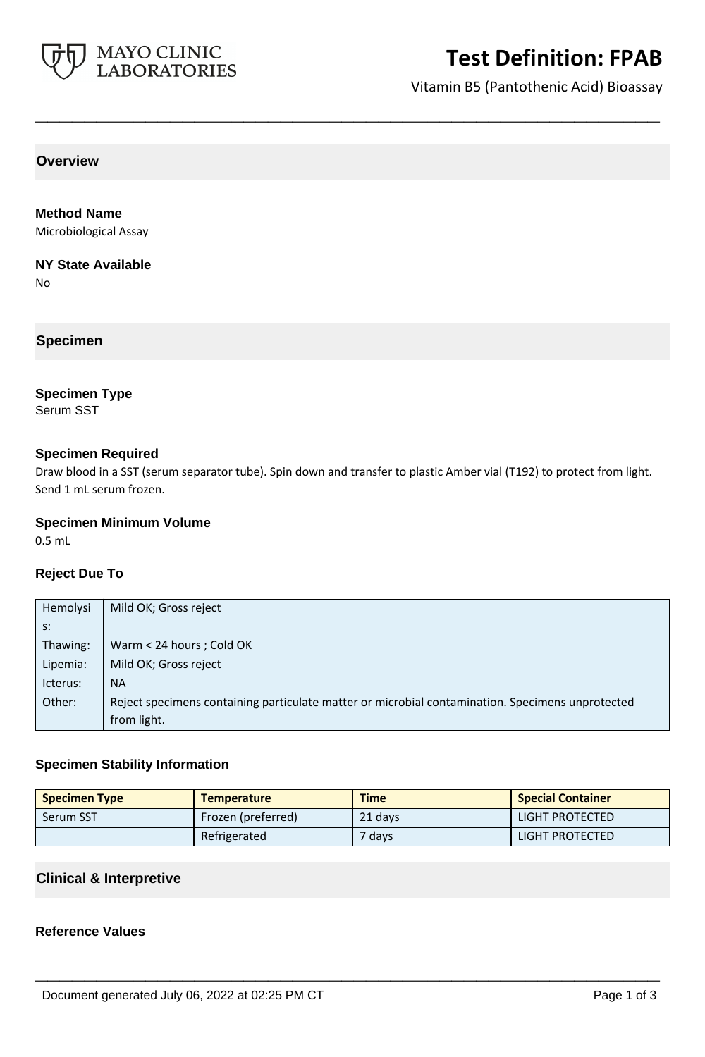# Test Definition: FPAB

Vitamin B5 (Pantothenic Acid) Bioassay

## Overview

### Method Name

Microbiological Assay

### NY State Available

No

## Specimen

### Specimen Type

Serum SST

### Specimen Required

Draw blood in a SST (serum separator tube). Spin down and transfer to plastic Amber vial (T192) to protect from light. Send 1 mL serum frozen.

### Specimen Minimum Volume

0.5 mL

### Reject Due To

| | |
|---|---|
| Hemolysis: | Mild OK; Gross reject |
| Thawing: | Warm < 24 hours ; Cold OK |
| Lipemia: | Mild OK; Gross reject |
| Icterus: | NA |
| Other: | Reject specimens containing particulate matter or microbial contamination. Specimens unprotected from light. |

### Specimen Stability Information

| Specimen Type | Temperature | Time | Special Container |
|---|---|---|---|
| Serum SST | Frozen (preferred) | 21 days | LIGHT PROTECTED |
| | Refrigerated | 7 days | LIGHT PROTECTED |

## Clinical & Interpretive

### Reference Values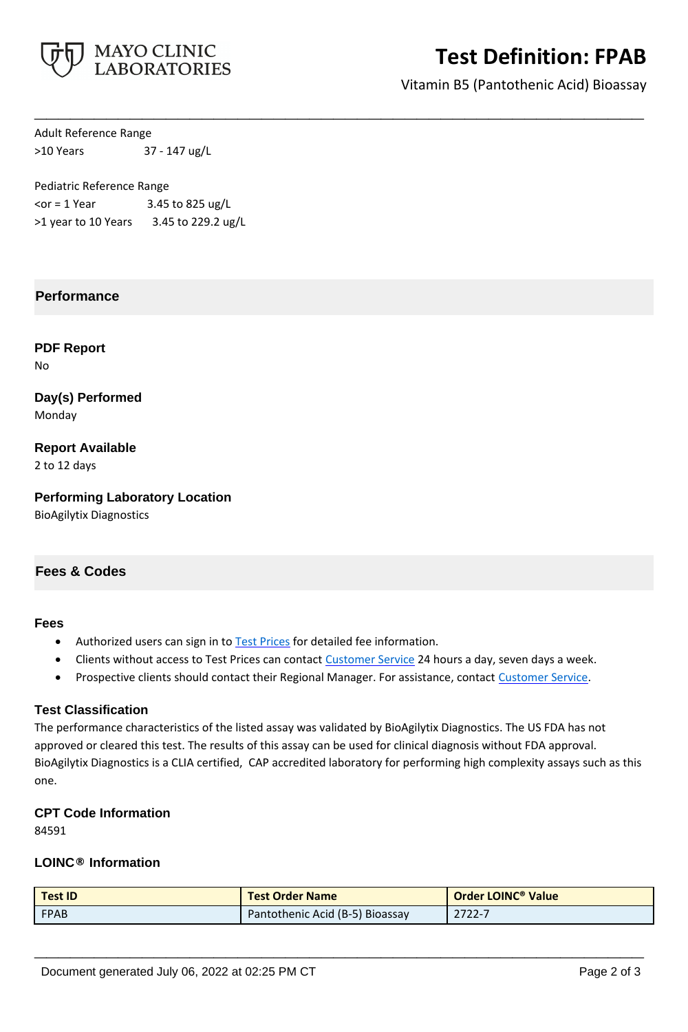Adult Reference Range
>10 Years 37 - 147 ug/L

Pediatric Reference Range
<or = 1 Year 3.45 to 825 ug/L
>1 year to 10 Years 3.45 to 229.2 ug/L

## Performance

### PDF Report
No

### Day(s) Performed
Monday

### Report Available
2 to 12 days

### Performing Laboratory Location
BioAgilytix Diagnostics

## Fees & Codes

### Fees
- Authorized users can sign in to Test Prices for detailed fee information.
- Clients without access to Test Prices can contact Customer Service 24 hours a day, seven days a week.
- Prospective clients should contact their Regional Manager. For assistance, contact Customer Service.

### Test Classification
The performance characteristics of the listed assay was validated by BioAgilytix Diagnostics. The US FDA has not approved or cleared this test. The results of this assay can be used for clinical diagnosis without FDA approval. BioAgilytix Diagnostics is a CLIA certified, CAP accredited laboratory for performing high complexity assays such as this one.

### CPT Code Information
84591

### LOINC® Information

| Test ID | Test Order Name | Order LOINC® Value |
|---|---|---|
| FPAB | Pantothenic Acid (B-5) Bioassay | 2722-7 |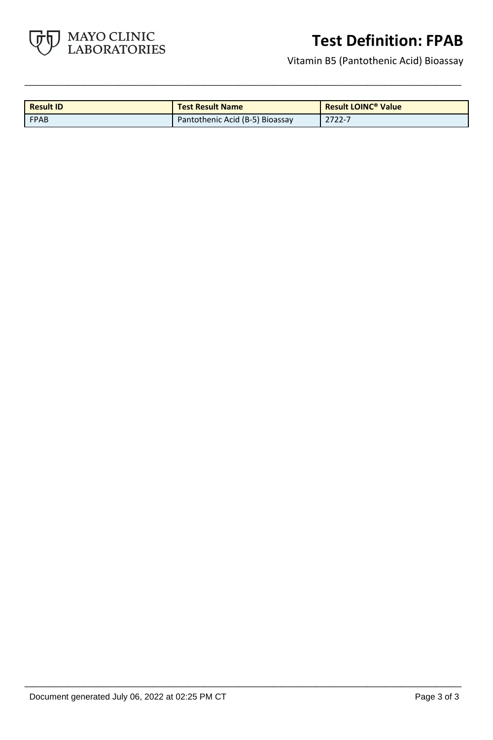| Result ID | Test Result Name | Result LOINC® Value |
| --- | --- | --- |
| FPAB | Pantothenic Acid (B-5) Bioassay | 2722-7 |